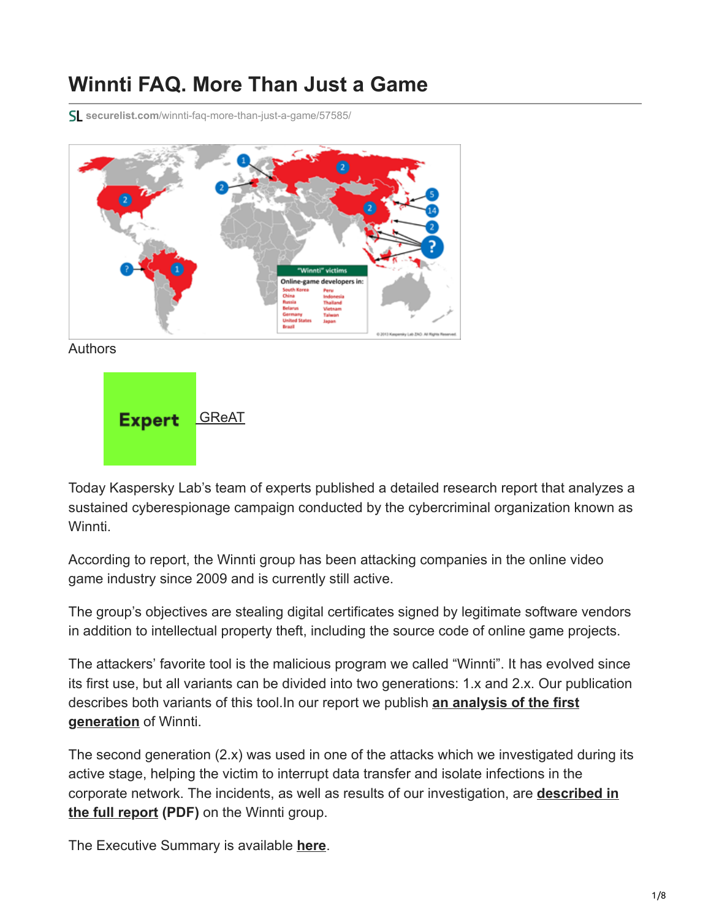# Winnti FAQ. More Than Just a Game

securelist.com/winnti-faq-more-than-just-a-game/57585/

Authors

Expert GReAT

Today Kaspersky Lab's team of experts published a detailed research report that analyzes a sustained cyberespionage campaign conducted by the cybercriminal organization known as Winnti.

According to report, the Winnti group has been attacking companies in the online video game industry since 2009 and is currently still active.

The group's objectives are stealing digital certificates signed by legitimate software vendors in addition to intellectual property theft, including the source code of online game projects.

The attackers' favorite tool is the malicious program we called "Winnti". It has evolved since its first use, but all variants can be divided into two generations: 1.x and 2.x. Our publication describes both variants of this tool.In our report we publish **an analysis of the first generation** of Winnti.

The second generation (2.x) was used in one of the attacks which we investigated during its active stage, helping the victim to interrupt data transfer and isolate infections in the corporate network. The incidents, as well as results of our investigation, are **described in the full report (PDF)** on the Winnti group.

The Executive Summary is available **here**.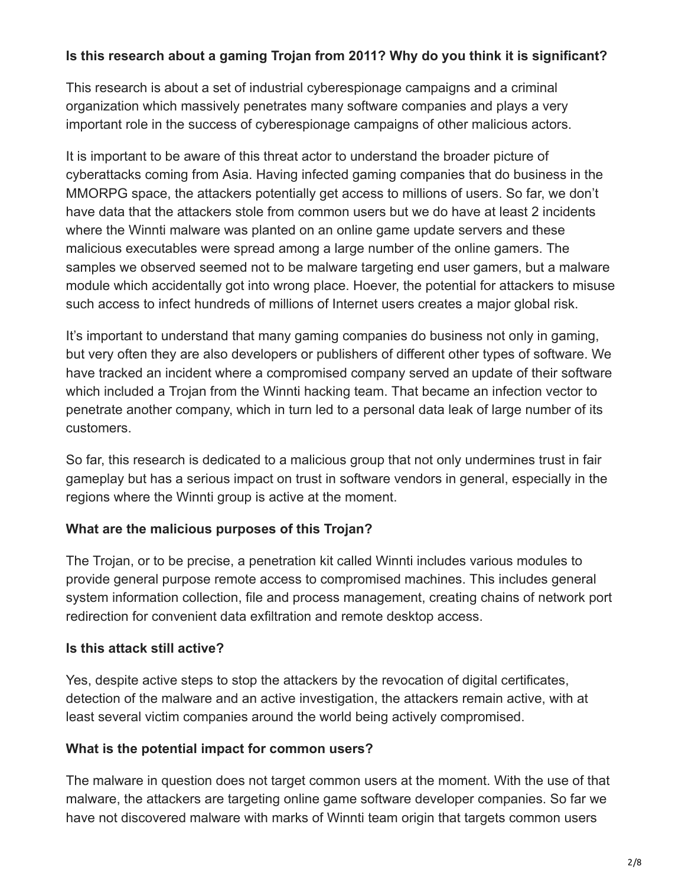**Is this research about a gaming Trojan from 2011? Why do you think it is significant?**

This research is about a set of industrial cyberespionage campaigns and a criminal organization which massively penetrates many software companies and plays a very important role in the success of cyberespionage campaigns of other malicious actors.

It is important to be aware of this threat actor to understand the broader picture of cyberattacks coming from Asia. Having infected gaming companies that do business in the MMORPG space, the attackers potentially get access to millions of users. So far, we don't have data that the attackers stole from common users but we do have at least 2 incidents where the Winnti malware was planted on an online game update servers and these malicious executables were spread among a large number of the online gamers. The samples we observed seemed not to be malware targeting end user gamers, but a malware module which accidentally got into wrong place. Hoever, the potential for attackers to misuse such access to infect hundreds of millions of Internet users creates a major global risk.

It's important to understand that many gaming companies do business not only in gaming, but very often they are also developers or publishers of different other types of software. We have tracked an incident where a compromised company served an update of their software which included a Trojan from the Winnti hacking team. That became an infection vector to penetrate another company, which in turn led to a personal data leak of large number of its customers.

So far, this research is dedicated to a malicious group that not only undermines trust in fair gameplay but has a serious impact on trust in software vendors in general, especially in the regions where the Winnti group is active at the moment.

**What are the malicious purposes of this Trojan?**

The Trojan, or to be precise, a penetration kit called Winnti includes various modules to provide general purpose remote access to compromised machines. This includes general system information collection, file and process management, creating chains of network port redirection for convenient data exfiltration and remote desktop access.

**Is this attack still active?**

Yes, despite active steps to stop the attackers by the revocation of digital certificates, detection of the malware and an active investigation, the attackers remain active, with at least several victim companies around the world being actively compromised.

**What is the potential impact for common users?**

The malware in question does not target common users at the moment. With the use of that malware, the attackers are targeting online game software developer companies. So far we have not discovered malware with marks of Winnti team origin that targets common users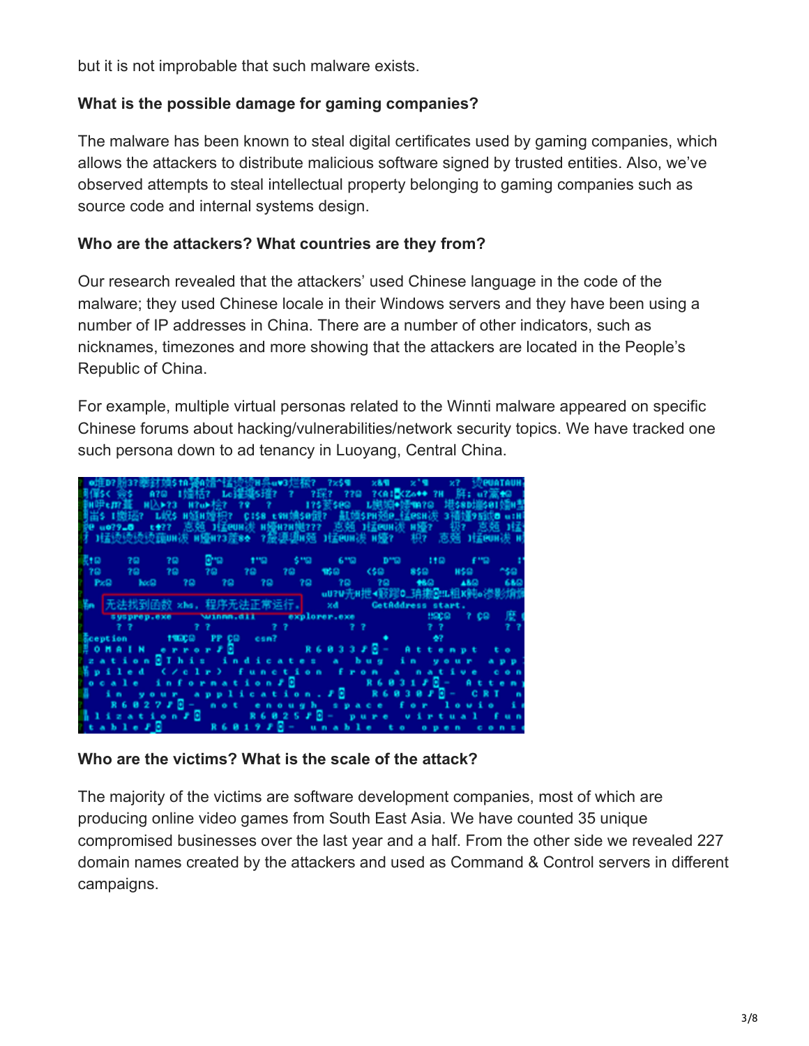but it is not improbable that such malware exists.

**What is the possible damage for gaming companies?**

The malware has been known to steal digital certificates used by gaming companies, which allows the attackers to distribute malicious software signed by trusted entities. Also, we've observed attempts to steal intellectual property belonging to gaming companies such as source code and internal systems design.

**Who are the attackers? What countries are they from?**

Our research revealed that the attackers' used Chinese language in the code of the malware; they used Chinese locale in their Windows servers and they have been using a number of IP addresses in China. There are a number of other indicators, such as nicknames, timezones and more showing that the attackers are located in the People's Republic of China.

For example, multiple virtual personas related to the Winnti malware appeared on specific Chinese forums about hacking/vulnerabilities/network security topics. We have tracked one such persona down to ad tenancy in Luoyang, Central China.

**Who are the victims? What is the scale of the attack?**

The majority of the victims are software development companies, most of which are producing online video games from South East Asia. We have counted 35 unique compromised businesses over the last year and a half. From the other side we revealed 227 domain names created by the attackers and used as Command & Control servers in different campaigns.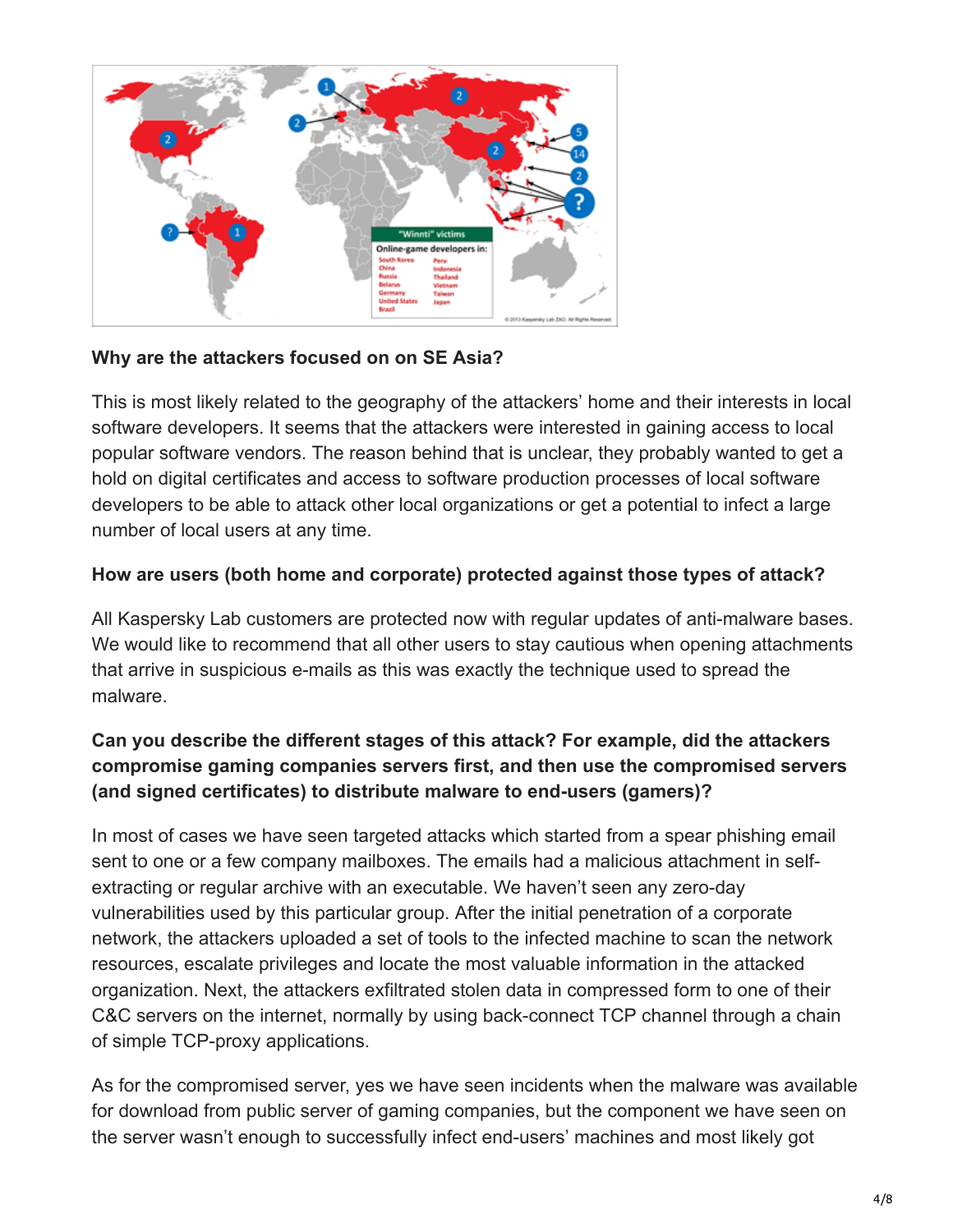**Why are the attackers focused on on SE Asia?**

This is most likely related to the geography of the attackers' home and their interests in local software developers. It seems that the attackers were interested in gaining access to local popular software vendors. The reason behind that is unclear, they probably wanted to get a hold on digital certificates and access to software production processes of local software developers to be able to attack other local organizations or get a potential to infect a large number of local users at any time.

**How are users (both home and corporate) protected against those types of attack?**

All Kaspersky Lab customers are protected now with regular updates of anti-malware bases. We would like to recommend that all other users to stay cautious when opening attachments that arrive in suspicious e-mails as this was exactly the technique used to spread the malware.

**Can you describe the different stages of this attack? For example, did the attackers compromise gaming companies servers first, and then use the compromised servers (and signed certificates) to distribute malware to end-users (gamers)?**

In most of cases we have seen targeted attacks which started from a spear phishing email sent to one or a few company mailboxes. The emails had a malicious attachment in self-extracting or regular archive with an executable. We haven't seen any zero-day vulnerabilities used by this particular group. After the initial penetration of a corporate network, the attackers uploaded a set of tools to the infected machine to scan the network resources, escalate privileges and locate the most valuable information in the attacked organization. Next, the attackers exfiltrated stolen data in compressed form to one of their C&C servers on the internet, normally by using back-connect TCP channel through a chain of simple TCP-proxy applications.

As for the compromised server, yes we have seen incidents when the malware was available for download from public server of gaming companies, but the component we have seen on the server wasn't enough to successfully infect end-users' machines and most likely got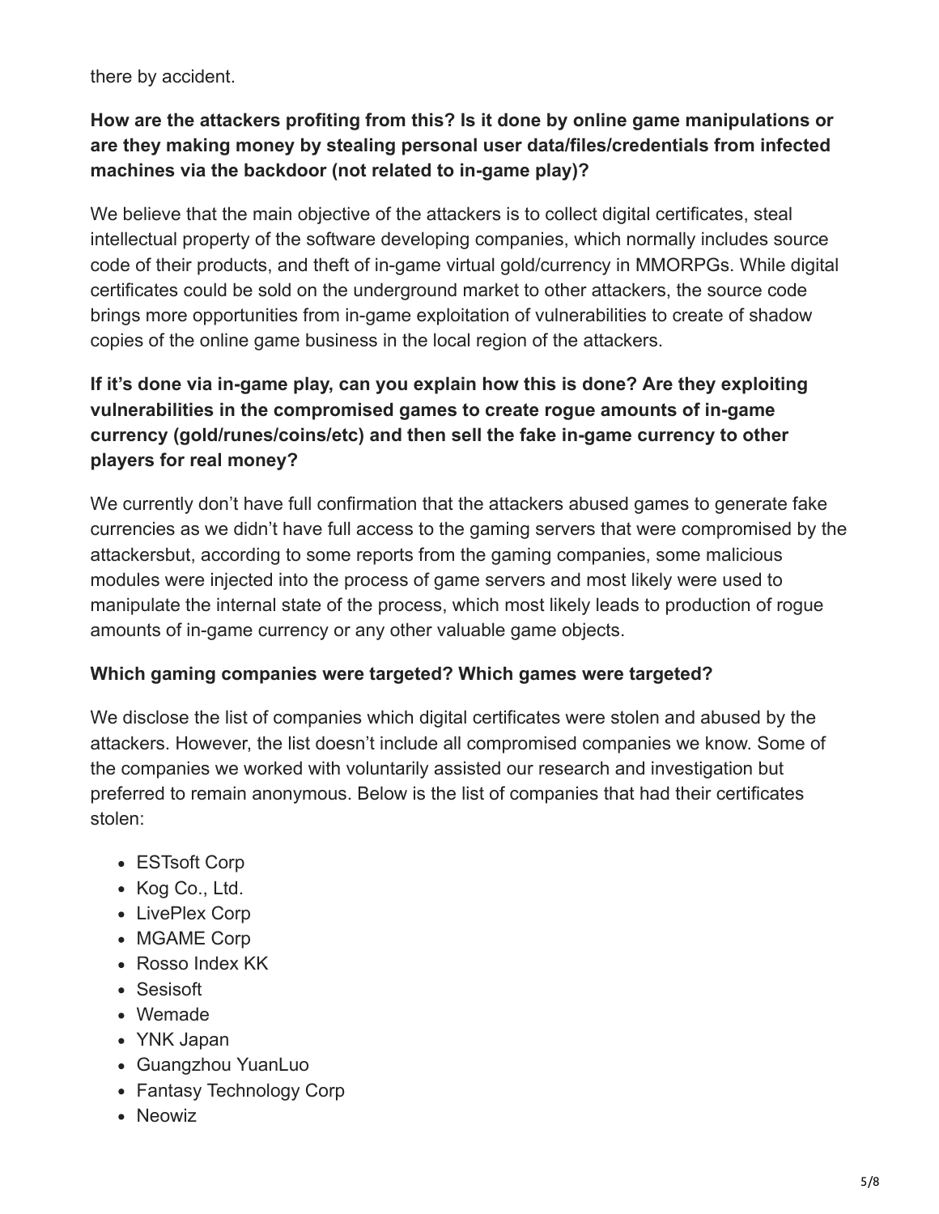there by accident.

**How are the attackers profiting from this? Is it done by online game manipulations or are they making money by stealing personal user data/files/credentials from infected machines via the backdoor (not related to in-game play)?**

We believe that the main objective of the attackers is to collect digital certificates, steal intellectual property of the software developing companies, which normally includes source code of their products, and theft of in-game virtual gold/currency in MMORPGs. While digital certificates could be sold on the underground market to other attackers, the source code brings more opportunities from in-game exploitation of vulnerabilities to create of shadow copies of the online game business in the local region of the attackers.

**If it's done via in-game play, can you explain how this is done? Are they exploiting vulnerabilities in the compromised games to create rogue amounts of in-game currency (gold/runes/coins/etc) and then sell the fake in-game currency to other players for real money?**

We currently don't have full confirmation that the attackers abused games to generate fake currencies as we didn't have full access to the gaming servers that were compromised by the attackersbut, according to some reports from the gaming companies, some malicious modules were injected into the process of game servers and most likely were used to manipulate the internal state of the process, which most likely leads to production of rogue amounts of in-game currency or any other valuable game objects.

**Which gaming companies were targeted? Which games were targeted?**

We disclose the list of companies which digital certificates were stolen and abused by the attackers. However, the list doesn't include all compromised companies we know. Some of the companies we worked with voluntarily assisted our research and investigation but preferred to remain anonymous. Below is the list of companies that had their certificates stolen:

- ESTsoft Corp
- Kog Co., Ltd.
- LivePlex Corp
- MGAME Corp
- Rosso Index KK
- Sesisoft
- Wemade
- YNK Japan
- Guangzhou YuanLuo
- Fantasy Technology Corp
- Neowiz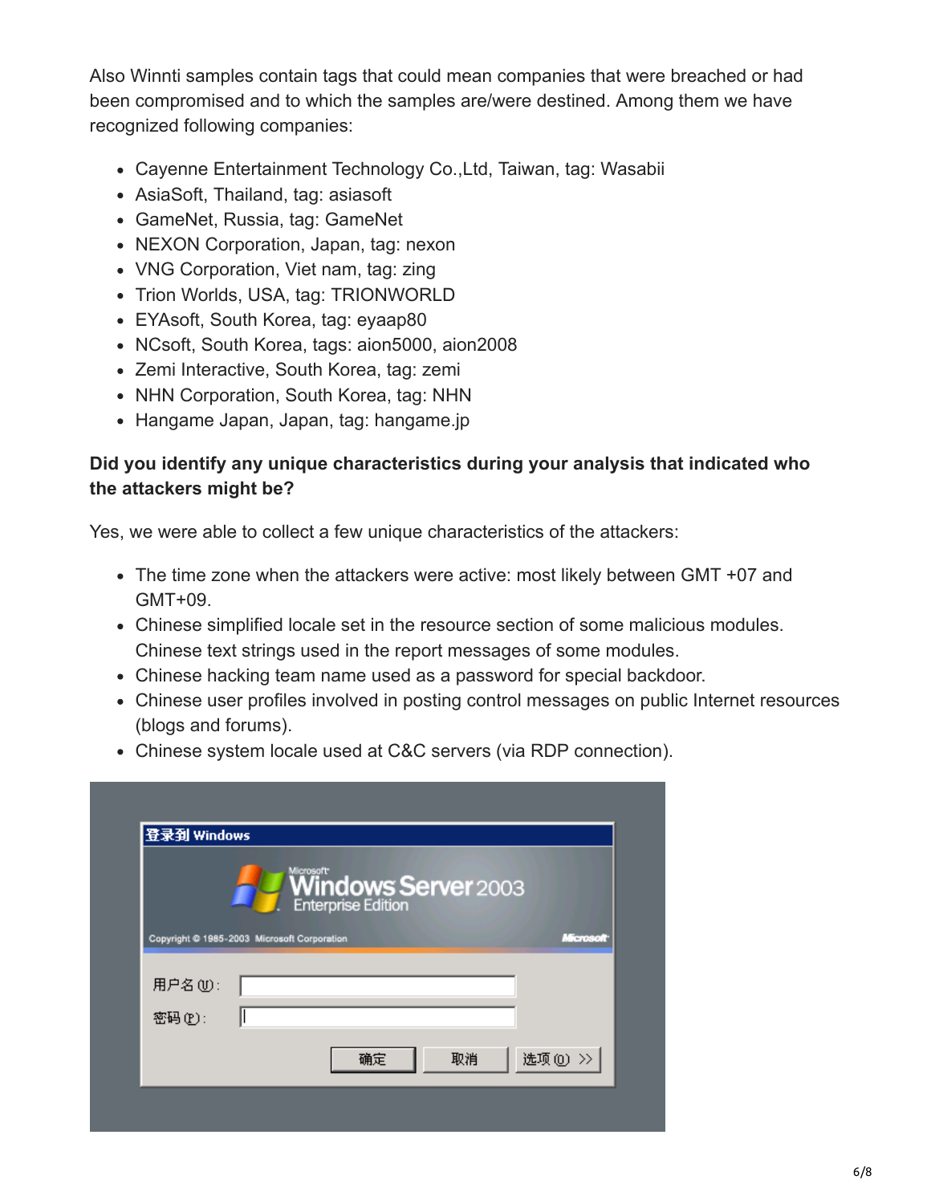Also Winnti samples contain tags that could mean companies that were breached or had been compromised and to which the samples are/were destined. Among them we have recognized following companies:

- Cayenne Entertainment Technology Co.,Ltd, Taiwan, tag: Wasabii
- AsiaSoft, Thailand, tag: asiasoft
- GameNet, Russia, tag: GameNet
- NEXON Corporation, Japan, tag: nexon
- VNG Corporation, Viet nam, tag: zing
- Trion Worlds, USA, tag: TRIONWORLD
- EYAsoft, South Korea, tag: eyaap80
- NCsoft, South Korea, tags: aion5000, aion2008
- Zemi Interactive, South Korea, tag: zemi
- NHN Corporation, South Korea, tag: NHN
- Hangame Japan, Japan, tag: hangame.jp

**Did you identify any unique characteristics during your analysis that indicated who the attackers might be?**

Yes, we were able to collect a few unique characteristics of the attackers:

- The time zone when the attackers were active: most likely between GMT +07 and GMT+09.
- Chinese simplified locale set in the resource section of some malicious modules. Chinese text strings used in the report messages of some modules.
- Chinese hacking team name used as a password for special backdoor.
- Chinese user profiles involved in posting control messages on public Internet resources (blogs and forums).
- Chinese system locale used at C&C servers (via RDP connection).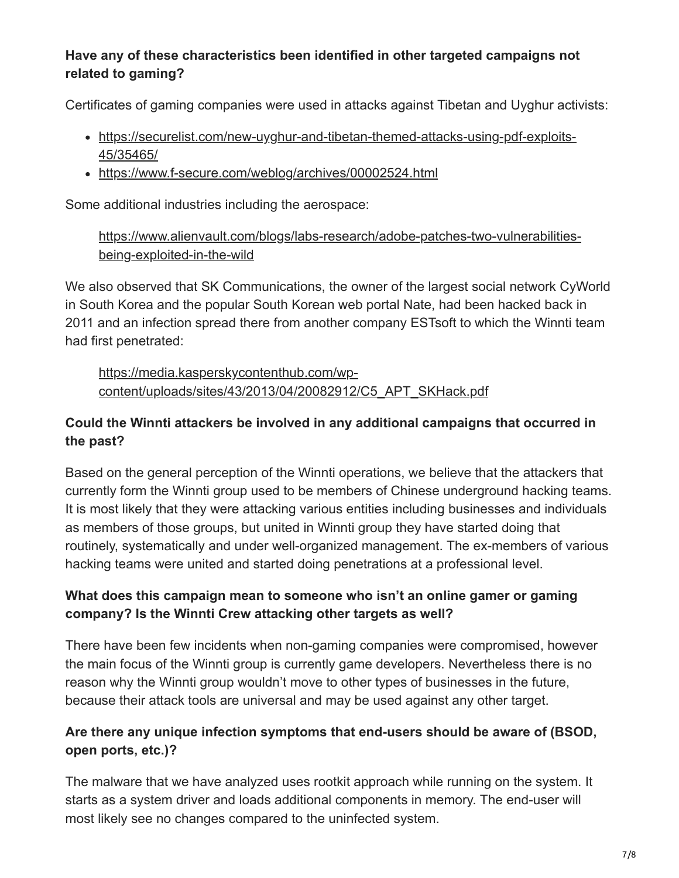### Have any of these characteristics been identified in other targeted campaigns not related to gaming?

Certificates of gaming companies were used in attacks against Tibetan and Uyghur activists:

- https://securelist.com/new-uyghur-and-tibetan-themed-attacks-using-pdf-exploits-45/35465/
- https://www.f-secure.com/weblog/archives/00002524.html

Some additional industries including the aerospace:

> https://www.alienvault.com/blogs/labs-research/adobe-patches-two-vulnerabilities-being-exploited-in-the-wild

We also observed that SK Communications, the owner of the largest social network CyWorld in South Korea and the popular South Korean web portal Nate, had been hacked back in 2011 and an infection spread there from another company ESTsoft to which the Winnti team had first penetrated:

> https://media.kasperskycontenthub.com/wp-content/uploads/sites/43/2013/04/20082912/C5_APT_SKHack.pdf

### Could the Winnti attackers be involved in any additional campaigns that occurred in the past?

Based on the general perception of the Winnti operations, we believe that the attackers that currently form the Winnti group used to be members of Chinese underground hacking teams. It is most likely that they were attacking various entities including businesses and individuals as members of those groups, but united in Winnti group they have started doing that routinely, systematically and under well-organized management. The ex-members of various hacking teams were united and started doing penetrations at a professional level.

### What does this campaign mean to someone who isn't an online gamer or gaming company? Is the Winnti Crew attacking other targets as well?

There have been few incidents when non-gaming companies were compromised, however the main focus of the Winnti group is currently game developers. Nevertheless there is no reason why the Winnti group wouldn't move to other types of businesses in the future, because their attack tools are universal and may be used against any other target.

### Are there any unique infection symptoms that end-users should be aware of (BSOD, open ports, etc.)?

The malware that we have analyzed uses rootkit approach while running on the system. It starts as a system driver and loads additional components in memory. The end-user will most likely see no changes compared to the uninfected system.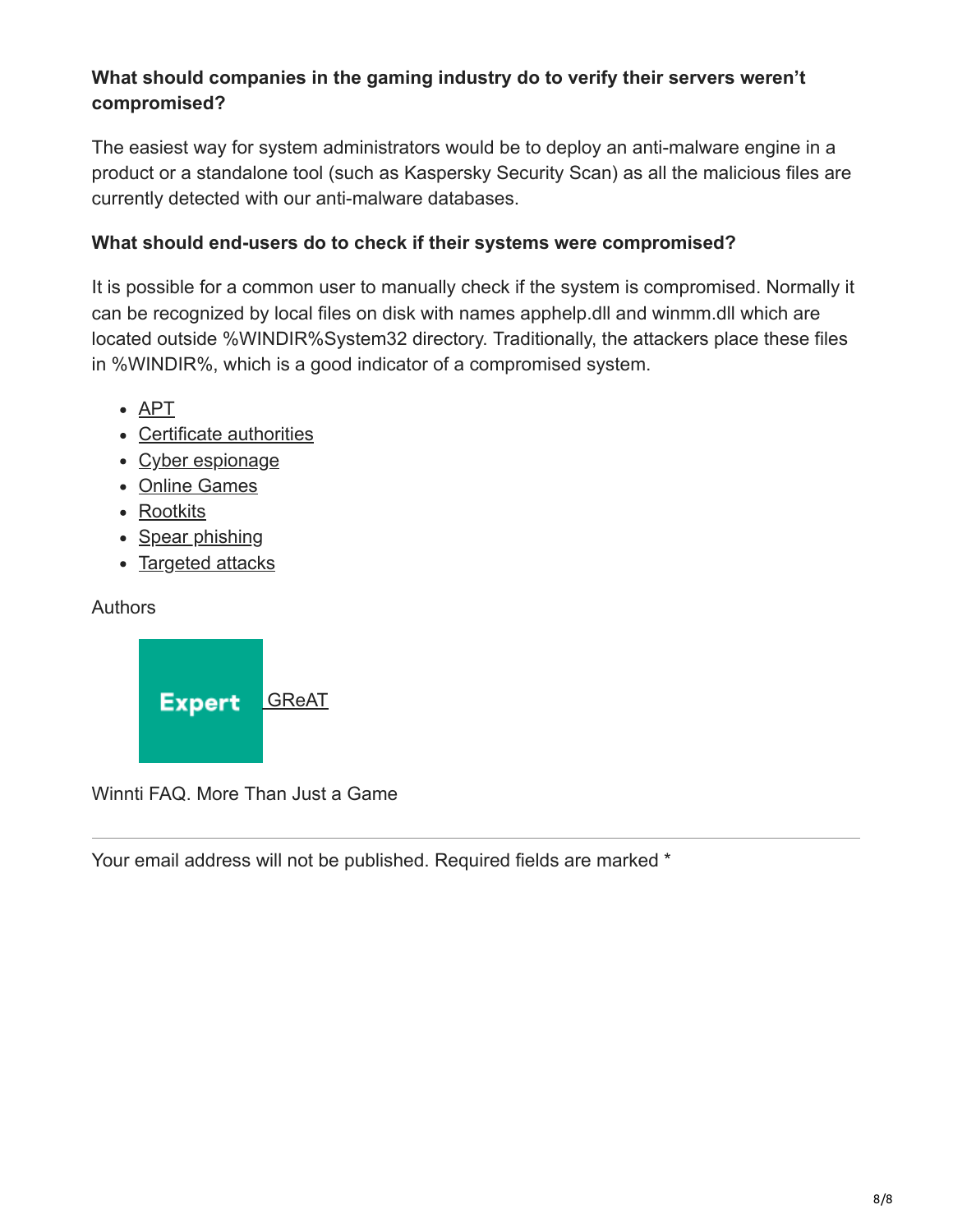**What should companies in the gaming industry do to verify their servers weren't compromised?**

The easiest way for system administrators would be to deploy an anti-malware engine in a product or a standalone tool (such as Kaspersky Security Scan) as all the malicious files are currently detected with our anti-malware databases.

**What should end-users do to check if their systems were compromised?**

It is possible for a common user to manually check if the system is compromised. Normally it can be recognized by local files on disk with names apphelp.dll and winmm.dll which are located outside %WINDIR%System32 directory. Traditionally, the attackers place these files in %WINDIR%, which is a good indicator of a compromised system.

- APT
- Certificate authorities
- Cyber espionage
- Online Games
- Rootkits
- Spear phishing
- Targeted attacks

Authors

Expert GReAT

Winnti FAQ. More Than Just a Game

---

Your email address will not be published. Required fields are marked *